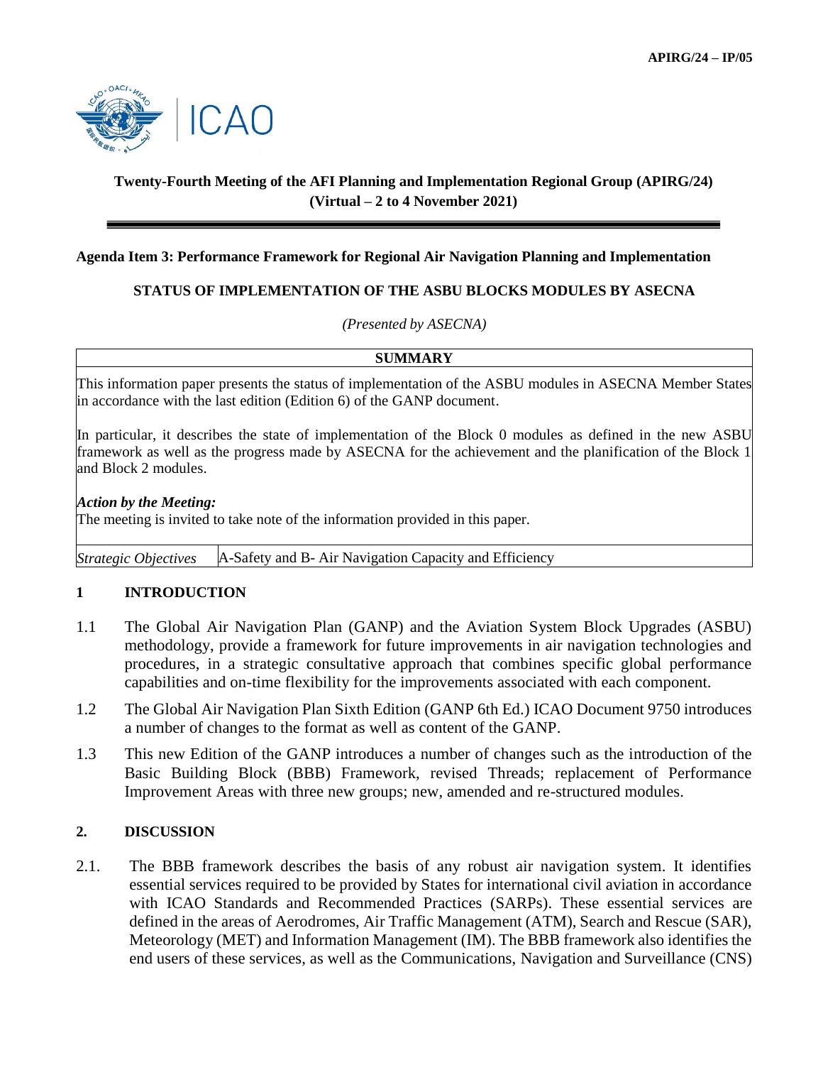APIRG/24 – IP/05

**Twenty-Fourth Meeting of the AFI Planning and Implementation Regional Group (APIRG/24) (Virtual – 2 to 4 November 2021)**

**Agenda Item 3: Performance Framework for Regional Air Navigation Planning and Implementation**

**STATUS OF IMPLEMENTATION OF THE ASBU BLOCKS MODULES BY ASECNA**

*(Presented by ASECNA)*

| **SUMMARY** | |
|---|---|
| This information paper presents the status of implementation of the ASBU modules in ASECNA Member States in accordance with the last edition (Edition 6) of the GANP document.<br><br>In particular, it describes the state of implementation of the Block 0 modules as defined in the new ASBU framework as well as the progress made by ASECNA for the achievement and the planification of the Block 1 and Block 2 modules.<br><br>***Action by the Meeting:***<br>The meeting is invited to take note of the information provided in this paper. | |
| *Strategic Objectives* | A-Safety and B- Air Navigation Capacity and Efficiency |

## 1 INTRODUCTION

1.1 The Global Air Navigation Plan (GANP) and the Aviation System Block Upgrades (ASBU) methodology, provide a framework for future improvements in air navigation technologies and procedures, in a strategic consultative approach that combines specific global performance capabilities and on-time flexibility for the improvements associated with each component.

1.2 The Global Air Navigation Plan Sixth Edition (GANP 6th Ed.) ICAO Document 9750 introduces a number of changes to the format as well as content of the GANP.

1.3 This new Edition of the GANP introduces a number of changes such as the introduction of the Basic Building Block (BBB) Framework, revised Threads; replacement of Performance Improvement Areas with three new groups; new, amended and re-structured modules.

## 2. DISCUSSION

2.1. The BBB framework describes the basis of any robust air navigation system. It identifies essential services required to be provided by States for international civil aviation in accordance with ICAO Standards and Recommended Practices (SARPs). These essential services are defined in the areas of Aerodromes, Air Traffic Management (ATM), Search and Rescue (SAR), Meteorology (MET) and Information Management (IM). The BBB framework also identifies the end users of these services, as well as the Communications, Navigation and Surveillance (CNS)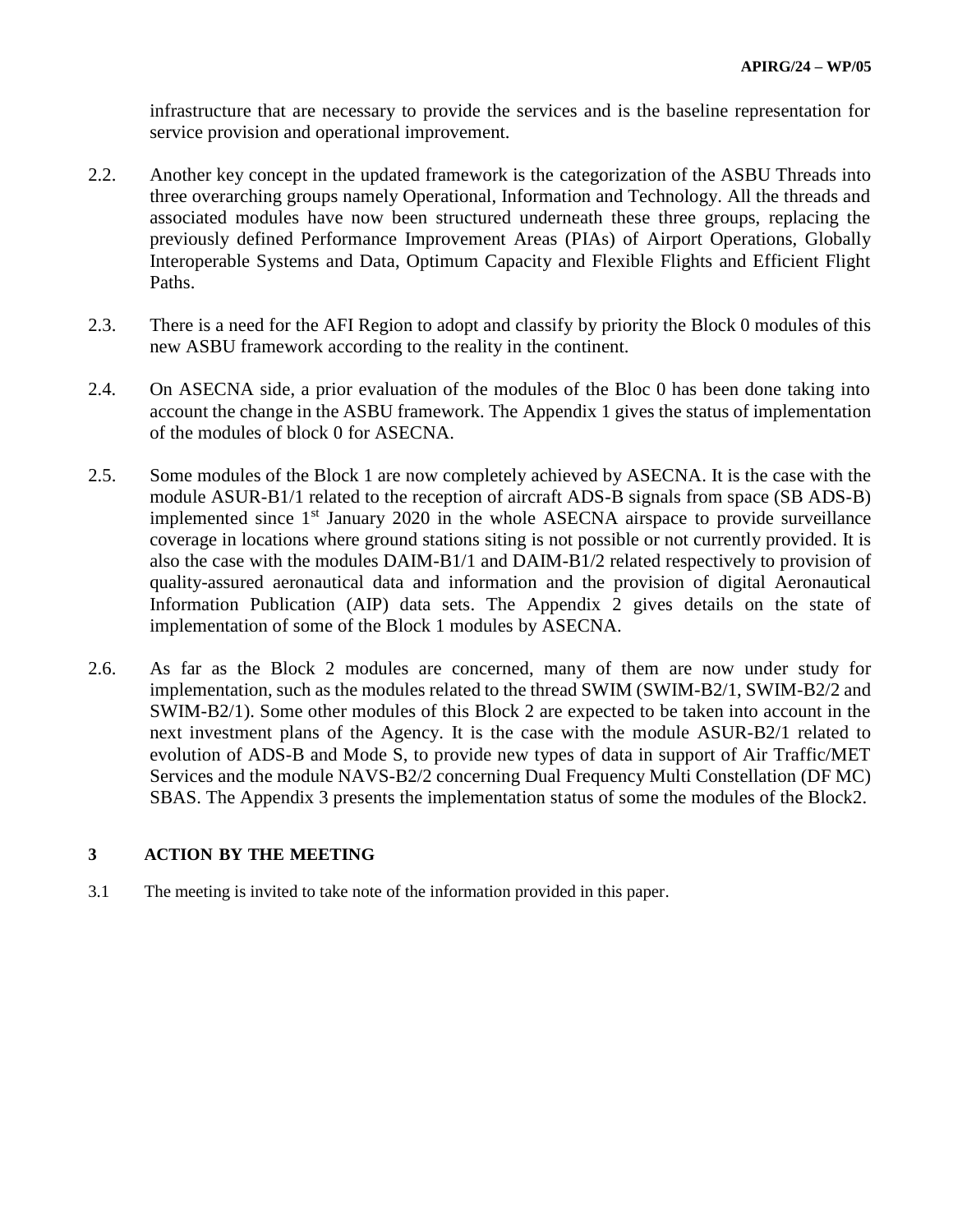infrastructure that are necessary to provide the services and is the baseline representation for service provision and operational improvement.

2.2. Another key concept in the updated framework is the categorization of the ASBU Threads into three overarching groups namely Operational, Information and Technology. All the threads and associated modules have now been structured underneath these three groups, replacing the previously defined Performance Improvement Areas (PIAs) of Airport Operations, Globally Interoperable Systems and Data, Optimum Capacity and Flexible Flights and Efficient Flight Paths.

2.3. There is a need for the AFI Region to adopt and classify by priority the Block 0 modules of this new ASBU framework according to the reality in the continent.

2.4. On ASECNA side, a prior evaluation of the modules of the Bloc 0 has been done taking into account the change in the ASBU framework. The Appendix 1 gives the status of implementation of the modules of block 0 for ASECNA.

2.5. Some modules of the Block 1 are now completely achieved by ASECNA. It is the case with the module ASUR-B1/1 related to the reception of aircraft ADS-B signals from space (SB ADS-B) implemented since 1st January 2020 in the whole ASECNA airspace to provide surveillance coverage in locations where ground stations siting is not possible or not currently provided. It is also the case with the modules DAIM-B1/1 and DAIM-B1/2 related respectively to provision of quality-assured aeronautical data and information and the provision of digital Aeronautical Information Publication (AIP) data sets. The Appendix 2 gives details on the state of implementation of some of the Block 1 modules by ASECNA.

2.6. As far as the Block 2 modules are concerned, many of them are now under study for implementation, such as the modules related to the thread SWIM (SWIM-B2/1, SWIM-B2/2 and SWIM-B2/1). Some other modules of this Block 2 are expected to be taken into account in the next investment plans of the Agency. It is the case with the module ASUR-B2/1 related to evolution of ADS-B and Mode S, to provide new types of data in support of Air Traffic/MET Services and the module NAVS-B2/2 concerning Dual Frequency Multi Constellation (DF MC) SBAS. The Appendix 3 presents the implementation status of some the modules of the Block2.

## 3 ACTION BY THE MEETING

3.1 The meeting is invited to take note of the information provided in this paper.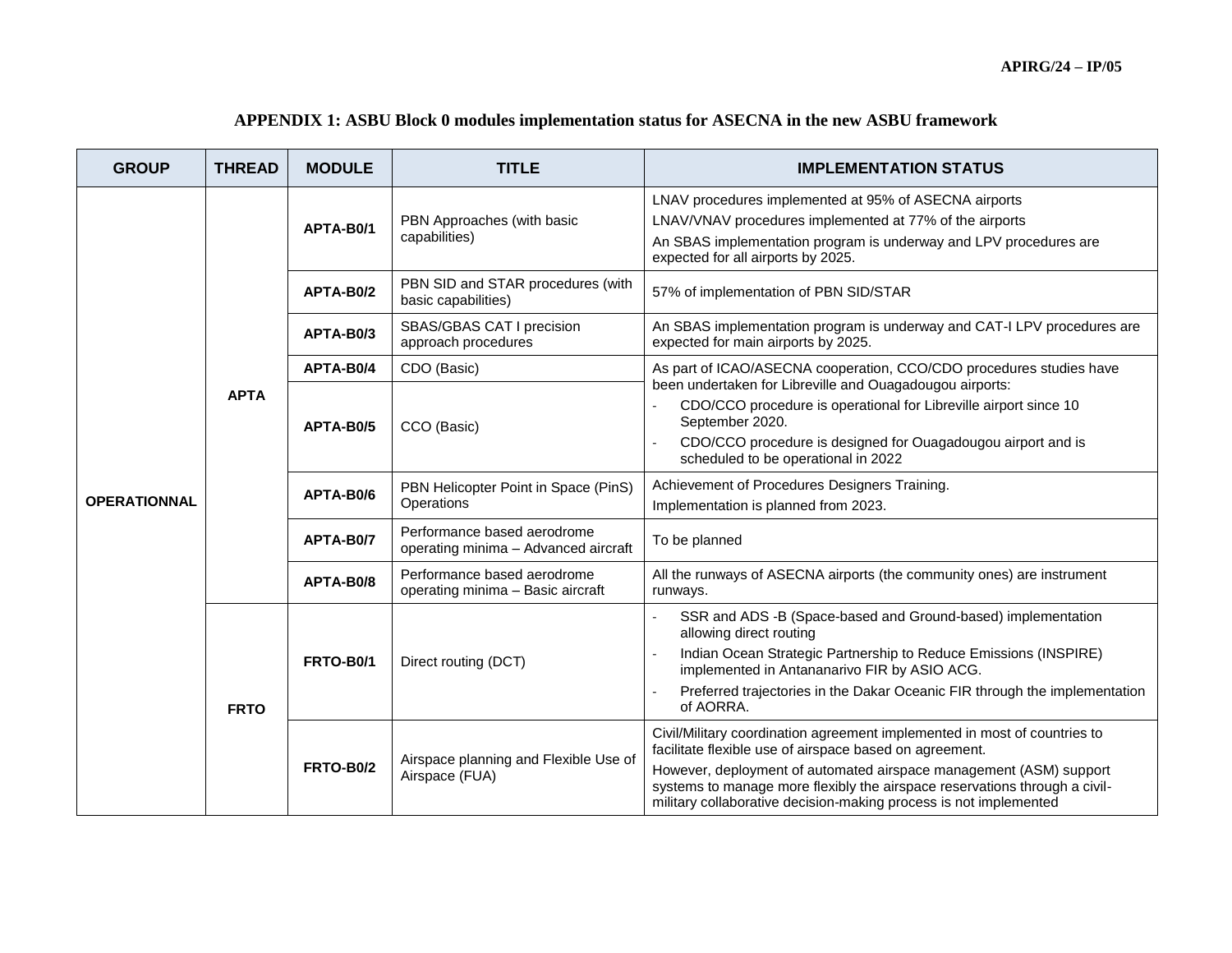## APPENDIX 1: ASBU Block 0 modules implementation status for ASECNA in the new ASBU framework

| GROUP | THREAD | MODULE | TITLE | IMPLEMENTATION STATUS |
|---|---|---|---|---|
| OPERATIONNAL | APTA | APTA-B0/1 | PBN Approaches (with basic capabilities) | LNAV procedures implemented at 95% of ASECNA airports<br>LNAV/VNAV procedures implemented at 77% of the airports<br>An SBAS implementation program is underway and LPV procedures are expected for all airports by 2025. |
| | | APTA-B0/2 | PBN SID and STAR procedures (with basic capabilities) | 57% of implementation of PBN SID/STAR |
| | | APTA-B0/3 | SBAS/GBAS CAT I precision approach procedures | An SBAS implementation program is underway and CAT-I LPV procedures are expected for main airports by 2025. |
| | | APTA-B0/4 | CDO (Basic) | As part of ICAO/ASECNA cooperation, CCO/CDO procedures studies have been undertaken for Libreville and Ouagadougou airports:<br>- CDO/CCO procedure is operational for Libreville airport since 10 September 2020.<br>- CDO/CCO procedure is designed for Ouagadougou airport and is scheduled to be operational in 2022 |
| | | APTA-B0/5 | CCO (Basic) | |
| | | APTA-B0/6 | PBN Helicopter Point in Space (PinS) Operations | Achievement of Procedures Designers Training.<br>Implementation is planned from 2023. |
| | | APTA-B0/7 | Performance based aerodrome operating minima – Advanced aircraft | To be planned |
| | | APTA-B0/8 | Performance based aerodrome operating minima – Basic aircraft | All the runways of ASECNA airports (the community ones) are instrument runways. |
| | FRTO | FRTO-B0/1 | Direct routing (DCT) | - SSR and ADS -B (Space-based and Ground-based) implementation allowing direct routing<br>- Indian Ocean Strategic Partnership to Reduce Emissions (INSPIRE) implemented in Antananarivo FIR by ASIO ACG.<br>- Preferred trajectories in the Dakar Oceanic FIR through the implementation of AORRA. |
| | | FRTO-B0/2 | Airspace planning and Flexible Use of Airspace (FUA) | Civil/Military coordination agreement implemented in most of countries to facilitate flexible use of airspace based on agreement.<br>However, deployment of automated airspace management (ASM) support systems to manage more flexibly the airspace reservations through a civil-military collaborative decision-making process is not implemented |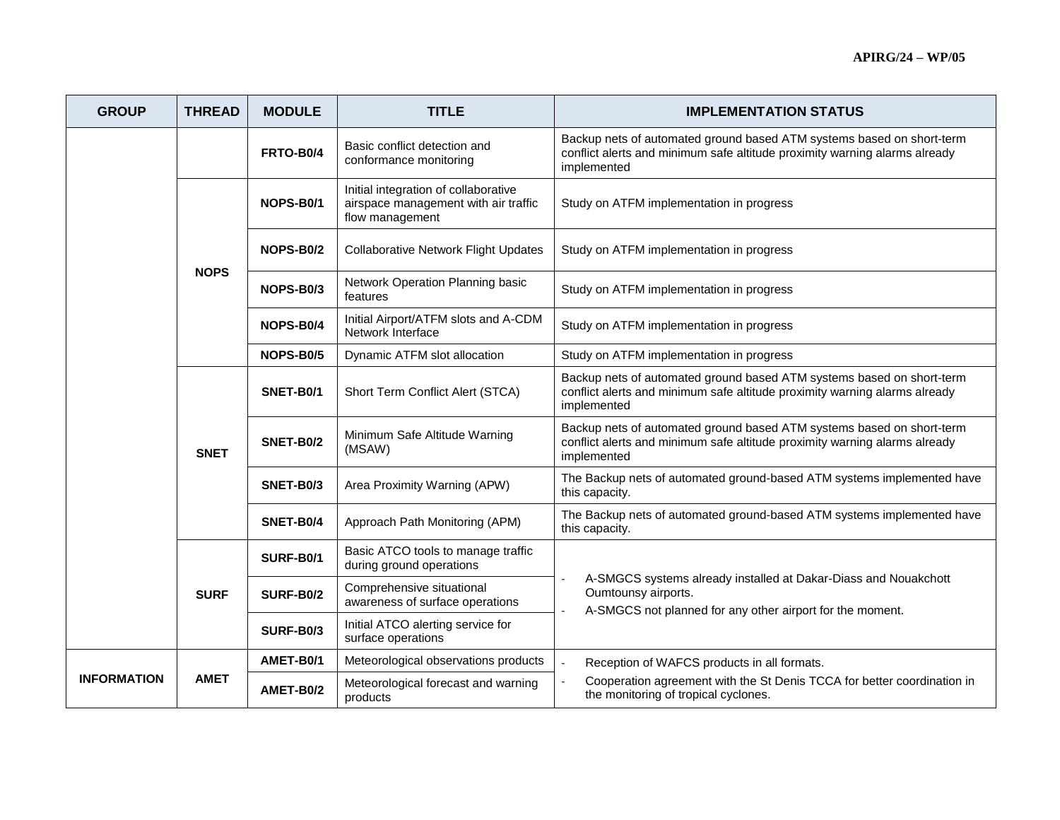| GROUP | THREAD | MODULE | TITLE | IMPLEMENTATION STATUS |
|---|---|---|---|---|
| | | **FRTO-B0/4** | Basic conflict detection and conformance monitoring | Backup nets of automated ground based ATM systems based on short-term conflict alerts and minimum safe altitude proximity warning alarms already implemented |
| | **NOPS** | **NOPS-B0/1** | Initial integration of collaborative airspace management with air traffic flow management | Study on ATFM implementation in progress |
| | | **NOPS-B0/2** | Collaborative Network Flight Updates | Study on ATFM implementation in progress |
| | | **NOPS-B0/3** | Network Operation Planning basic features | Study on ATFM implementation in progress |
| | | **NOPS-B0/4** | Initial Airport/ATFM slots and A-CDM Network Interface | Study on ATFM implementation in progress |
| | | **NOPS-B0/5** | Dynamic ATFM slot allocation | Study on ATFM implementation in progress |
| | **SNET** | **SNET-B0/1** | Short Term Conflict Alert (STCA) | Backup nets of automated ground based ATM systems based on short-term conflict alerts and minimum safe altitude proximity warning alarms already implemented |
| | | **SNET-B0/2** | Minimum Safe Altitude Warning (MSAW) | Backup nets of automated ground based ATM systems based on short-term conflict alerts and minimum safe altitude proximity warning alarms already implemented |
| | | **SNET-B0/3** | Area Proximity Warning (APW) | The Backup nets of automated ground-based ATM systems implemented have this capacity. |
| | | **SNET-B0/4** | Approach Path Monitoring (APM) | The Backup nets of automated ground-based ATM systems implemented have this capacity. |
| | **SURF** | **SURF-B0/1** | Basic ATCO tools to manage traffic during ground operations | - A-SMGCS systems already installed at Dakar-Diass and Nouakchott Oumtounsy airports.<br>- A-SMGCS not planned for any other airport for the moment. |
| | | **SURF-B0/2** | Comprehensive situational awareness of surface operations | |
| | | **SURF-B0/3** | Initial ATCO alerting service for surface operations | |
| **INFORMATION** | **AMET** | **AMET-B0/1** | Meteorological observations products | - Reception of WAFCS products in all formats.<br>- Cooperation agreement with the St Denis TCCA for better coordination in the monitoring of tropical cyclones. |
| | | **AMET-B0/2** | Meteorological forecast and warning products | |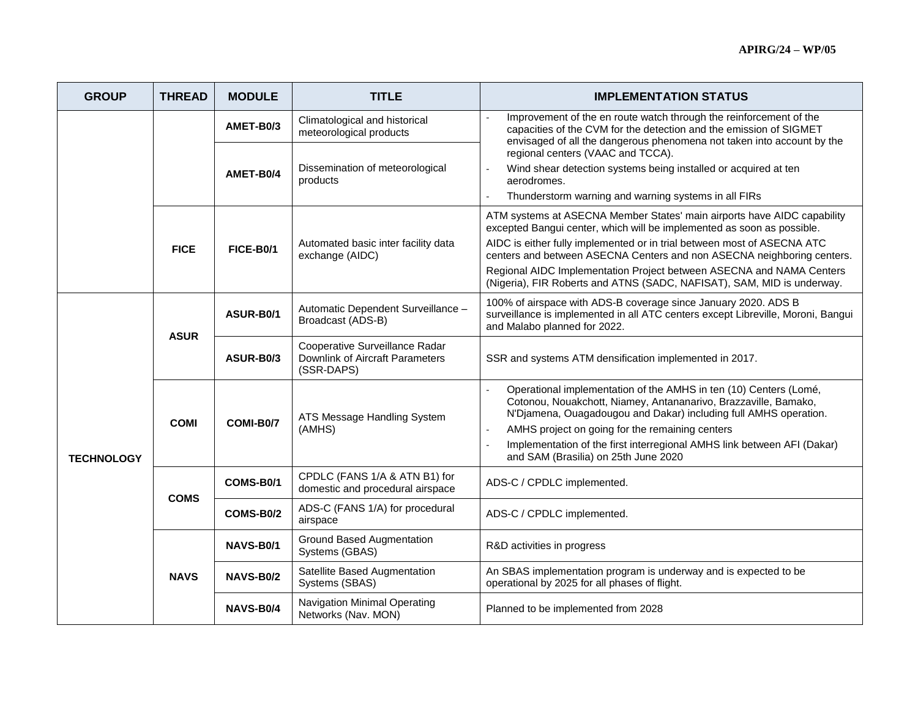| GROUP | THREAD | MODULE | TITLE | IMPLEMENTATION STATUS |
|---|---|---|---|---|
| | | AMET-B0/3 | Climatological and historical meteorological products | - Improvement of the en route watch through the reinforcement of the capacities of the CVM for the detection and the emission of SIGMET envisaged of all the dangerous phenomena not taken into account by the regional centers (VAAC and TCCA).<br>- Wind shear detection systems being installed or acquired at ten aerodromes.<br>- Thunderstorm warning and warning systems in all FIRs |
| | | AMET-B0/4 | Dissemination of meteorological products | |
| | FICE | FICE-B0/1 | Automated basic inter facility data exchange (AIDC) | ATM systems at ASECNA Member States' main airports have AIDC capability excepted Bangui center, which will be implemented as soon as possible.<br>AIDC is either fully implemented or in trial between most of ASECNA ATC centers and between ASECNA Centers and non ASECNA neighboring centers.<br>Regional AIDC Implementation Project between ASECNA and NAMA Centers (Nigeria), FIR Roberts and ATNS (SADC, NAFISAT), SAM, MID is underway. |
| TECHNOLOGY | ASUR | ASUR-B0/1 | Automatic Dependent Surveillance – Broadcast (ADS-B) | 100% of airspace with ADS-B coverage since January 2020. ADS B surveillance is implemented in all ATC centers except Libreville, Moroni, Bangui and Malabo planned for 2022. |
| | | ASUR-B0/3 | Cooperative Surveillance Radar Downlink of Aircraft Parameters (SSR-DAPS) | SSR and systems ATM densification implemented in 2017. |
| | COMI | COMI-B0/7 | ATS Message Handling System (AMHS) | - Operational implementation of the AMHS in ten (10) Centers (Lomé, Cotonou, Nouakchott, Niamey, Antananarivo, Brazzaville, Bamako, N'Djamena, Ouagadougou and Dakar) including full AMHS operation.<br>- AMHS project on going for the remaining centers<br>- Implementation of the first interregional AMHS link between AFI (Dakar) and SAM (Brasilia) on 25th June 2020 |
| | COMS | COMS-B0/1 | CPDLC (FANS 1/A & ATN B1) for domestic and procedural airspace | ADS-C / CPDLC implemented. |
| | | COMS-B0/2 | ADS-C (FANS 1/A) for procedural airspace | ADS-C / CPDLC implemented. |
| | NAVS | NAVS-B0/1 | Ground Based Augmentation Systems (GBAS) | R&D activities in progress |
| | | NAVS-B0/2 | Satellite Based Augmentation Systems (SBAS) | An SBAS implementation program is underway and is expected to be operational by 2025 for all phases of flight. |
| | | NAVS-B0/4 | Navigation Minimal Operating Networks (Nav. MON) | Planned to be implemented from 2028 |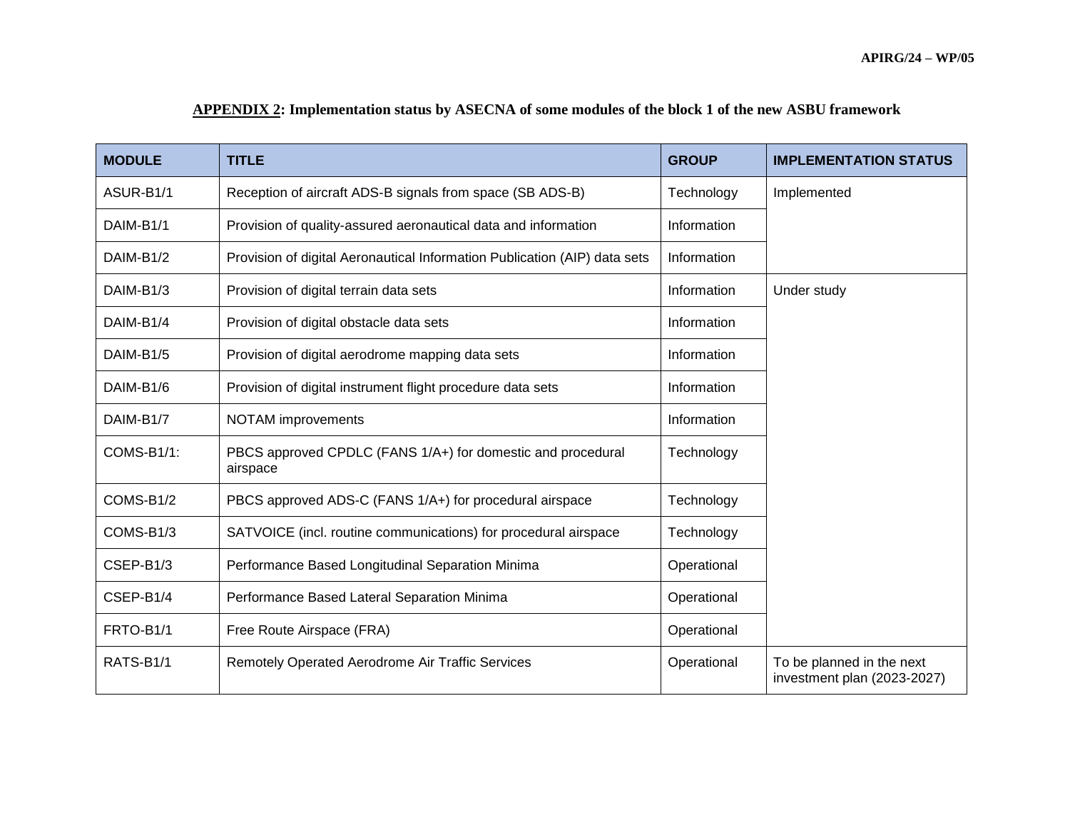**APPENDIX 2: Implementation status by ASECNA of some modules of the block 1 of the new ASBU framework**

| MODULE | TITLE | GROUP | IMPLEMENTATION STATUS |
|---|---|---|---|
| ASUR-B1/1 | Reception of aircraft ADS-B signals from space (SB ADS-B) | Technology | Implemented |
| DAIM-B1/1 | Provision of quality-assured aeronautical data and information | Information | |
| DAIM-B1/2 | Provision of digital Aeronautical Information Publication (AIP) data sets | Information | |
| DAIM-B1/3 | Provision of digital terrain data sets | Information | Under study |
| DAIM-B1/4 | Provision of digital obstacle data sets | Information | |
| DAIM-B1/5 | Provision of digital aerodrome mapping data sets | Information | |
| DAIM-B1/6 | Provision of digital instrument flight procedure data sets | Information | |
| DAIM-B1/7 | NOTAM improvements | Information | |
| COMS-B1/1: | PBCS approved CPDLC (FANS 1/A+) for domestic and procedural airspace | Technology | |
| COMS-B1/2 | PBCS approved ADS-C (FANS 1/A+) for procedural airspace | Technology | |
| COMS-B1/3 | SATVOICE (incl. routine communications) for procedural airspace | Technology | |
| CSEP-B1/3 | Performance Based Longitudinal Separation Minima | Operational | |
| CSEP-B1/4 | Performance Based Lateral Separation Minima | Operational | |
| FRTO-B1/1 | Free Route Airspace (FRA) | Operational | |
| RATS-B1/1 | Remotely Operated Aerodrome Air Traffic Services | Operational | To be planned in the next investment plan (2023-2027) |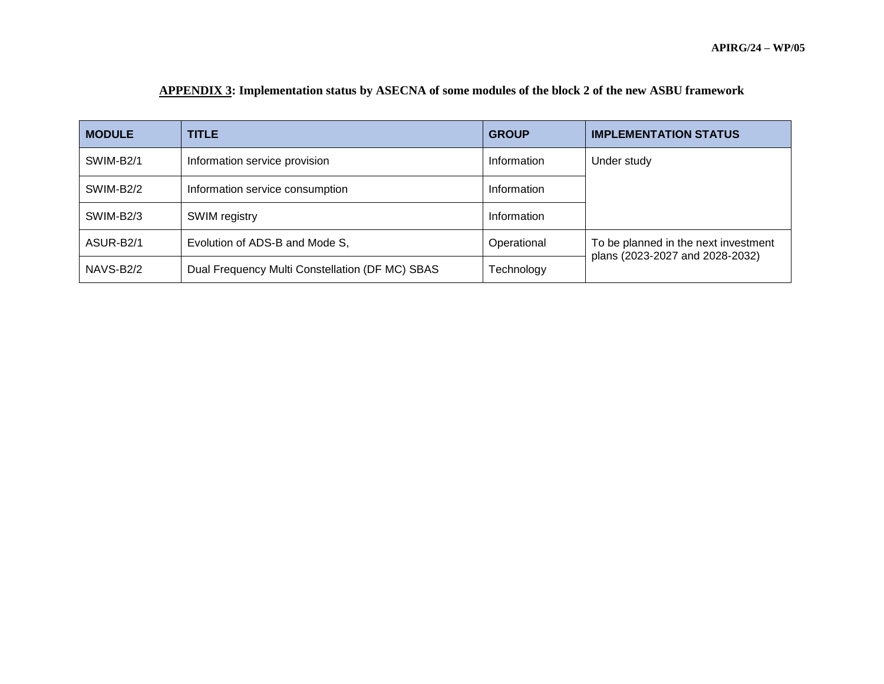**APPENDIX 3: Implementation status by ASECNA of some modules of the block 2 of the new ASBU framework**

| MODULE | TITLE | GROUP | IMPLEMENTATION STATUS |
|---|---|---|---|
| SWIM-B2/1 | Information service provision | Information | Under study |
| SWIM-B2/2 | Information service consumption | Information | |
| SWIM-B2/3 | SWIM registry | Information | |
| ASUR-B2/1 | Evolution of ADS-B and Mode S, | Operational | To be planned in the next investment plans (2023-2027 and 2028-2032) |
| NAVS-B2/2 | Dual Frequency Multi Constellation (DF MC) SBAS | Technology | |